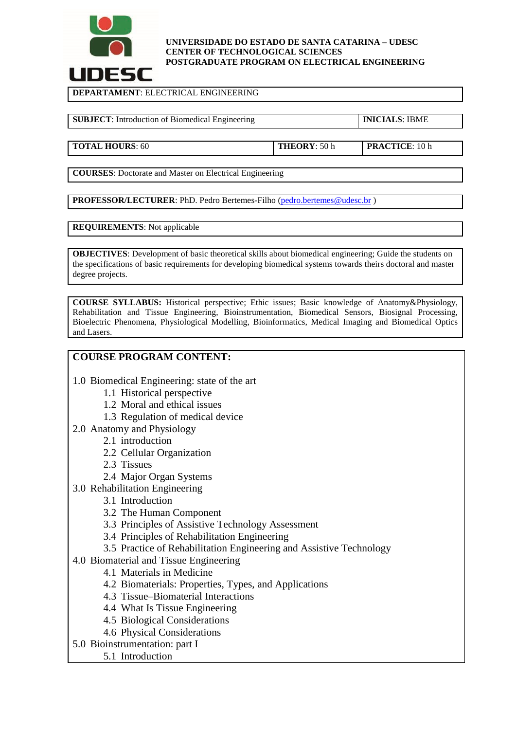**UNIVERSIDADE DO ESTADO DE SANTA CATARINA – UDESC**
**CENTER OF TECHNOLOGICAL SCIENCES**
**POSTGRADUATE PROGRAM ON ELECTRICAL ENGINEERING**

**DEPARTAMENT**: ELECTRICAL ENGINEERING

| **SUBJECT**: Introduction of Biomedical Engineering | **INICIALS**: IBME |
|---|---|

| **TOTAL HOURS**: 60 | **THEORY**: 50 h | **PRACTICE**: 10 h |
|---|---|---|

**COURSES**: Doctorate and Master on Electrical Engineering

**PROFESSOR/LECTURER**: PhD. Pedro Bertemes-Filho (pedro.bertemes@udesc.br )

**REQUIREMENTS**: Not applicable

**OBJECTIVES**: Development of basic theoretical skills about biomedical engineering; Guide the students on the specifications of basic requirements for developing biomedical systems towards theirs doctoral and master degree projects.

**COURSE SYLLABUS:** Historical perspective; Ethic issues; Basic knowledge of Anatomy&Physiology, Rehabilitation and Tissue Engineering, Bioinstrumentation, Biomedical Sensors, Biosignal Processing, Bioelectric Phenomena, Physiological Modelling, Bioinformatics, Medical Imaging and Biomedical Optics and Lasers.

## COURSE PROGRAM CONTENT:

1.0 Biomedical Engineering: state of the art
- 1.1 Historical perspective
- 1.2 Moral and ethical issues
- 1.3 Regulation of medical device

2.0 Anatomy and Physiology
- 2.1 introduction
- 2.2 Cellular Organization
- 2.3 Tissues
- 2.4 Major Organ Systems

3.0 Rehabilitation Engineering
- 3.1 Introduction
- 3.2 The Human Component
- 3.3 Principles of Assistive Technology Assessment
- 3.4 Principles of Rehabilitation Engineering
- 3.5 Practice of Rehabilitation Engineering and Assistive Technology

4.0 Biomaterial and Tissue Engineering
- 4.1 Materials in Medicine
- 4.2 Biomaterials: Properties, Types, and Applications
- 4.3 Tissue–Biomaterial Interactions
- 4.4 What Is Tissue Engineering
- 4.5 Biological Considerations
- 4.6 Physical Considerations

5.0 Bioinstrumentation: part I
- 5.1 Introduction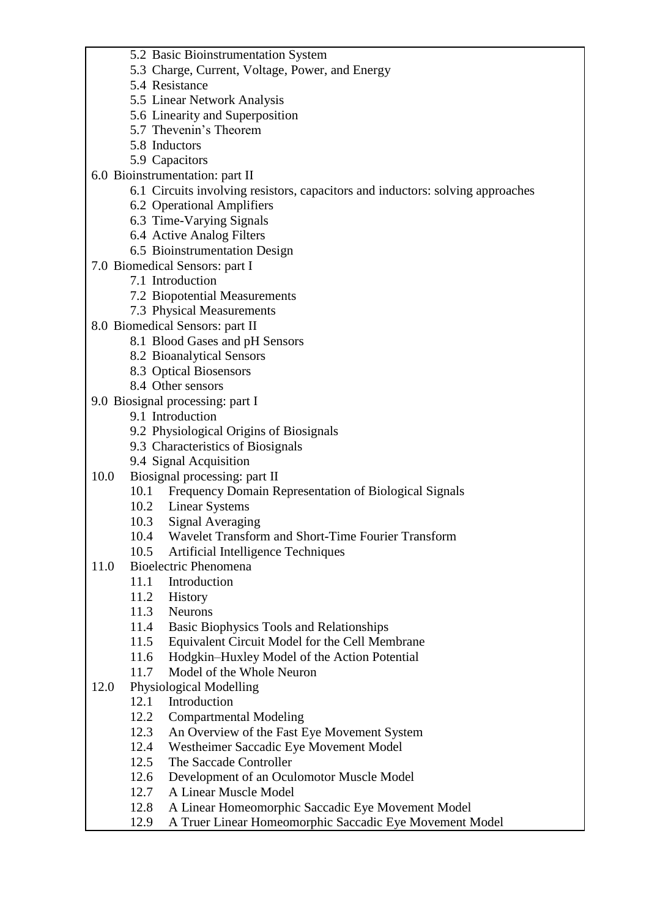- 5.2 Basic Bioinstrumentation System
- 5.3 Charge, Current, Voltage, Power, and Energy
- 5.4 Resistance
- 5.5 Linear Network Analysis
- 5.6 Linearity and Superposition
- 5.7 Thevenin's Theorem
- 5.8 Inductors
- 5.9 Capacitors

6.0 Bioinstrumentation: part II

- 6.1 Circuits involving resistors, capacitors and inductors: solving approaches
- 6.2 Operational Amplifiers
- 6.3 Time-Varying Signals
- 6.4 Active Analog Filters
- 6.5 Bioinstrumentation Design

7.0 Biomedical Sensors: part I

- 7.1 Introduction
- 7.2 Biopotential Measurements
- 7.3 Physical Measurements

8.0 Biomedical Sensors: part II

- 8.1 Blood Gases and pH Sensors
- 8.2 Bioanalytical Sensors
- 8.3 Optical Biosensors
- 8.4 Other sensors

9.0 Biosignal processing: part I

- 9.1 Introduction
- 9.2 Physiological Origins of Biosignals
- 9.3 Characteristics of Biosignals
- 9.4 Signal Acquisition

10.0 Biosignal processing: part II

- 10.1 Frequency Domain Representation of Biological Signals
- 10.2 Linear Systems
- 10.3 Signal Averaging
- 10.4 Wavelet Transform and Short-Time Fourier Transform
- 10.5 Artificial Intelligence Techniques

11.0 Bioelectric Phenomena

- 11.1 Introduction
- 11.2 History
- 11.3 Neurons
- 11.4 Basic Biophysics Tools and Relationships
- 11.5 Equivalent Circuit Model for the Cell Membrane
- 11.6 Hodgkin–Huxley Model of the Action Potential
- 11.7 Model of the Whole Neuron

12.0 Physiological Modelling

- 12.1 Introduction
- 12.2 Compartmental Modeling
- 12.3 An Overview of the Fast Eye Movement System
- 12.4 Westheimer Saccadic Eye Movement Model
- 12.5 The Saccade Controller
- 12.6 Development of an Oculomotor Muscle Model
- 12.7 A Linear Muscle Model
- 12.8 A Linear Homeomorphic Saccadic Eye Movement Model
- 12.9 A Truer Linear Homeomorphic Saccadic Eye Movement Model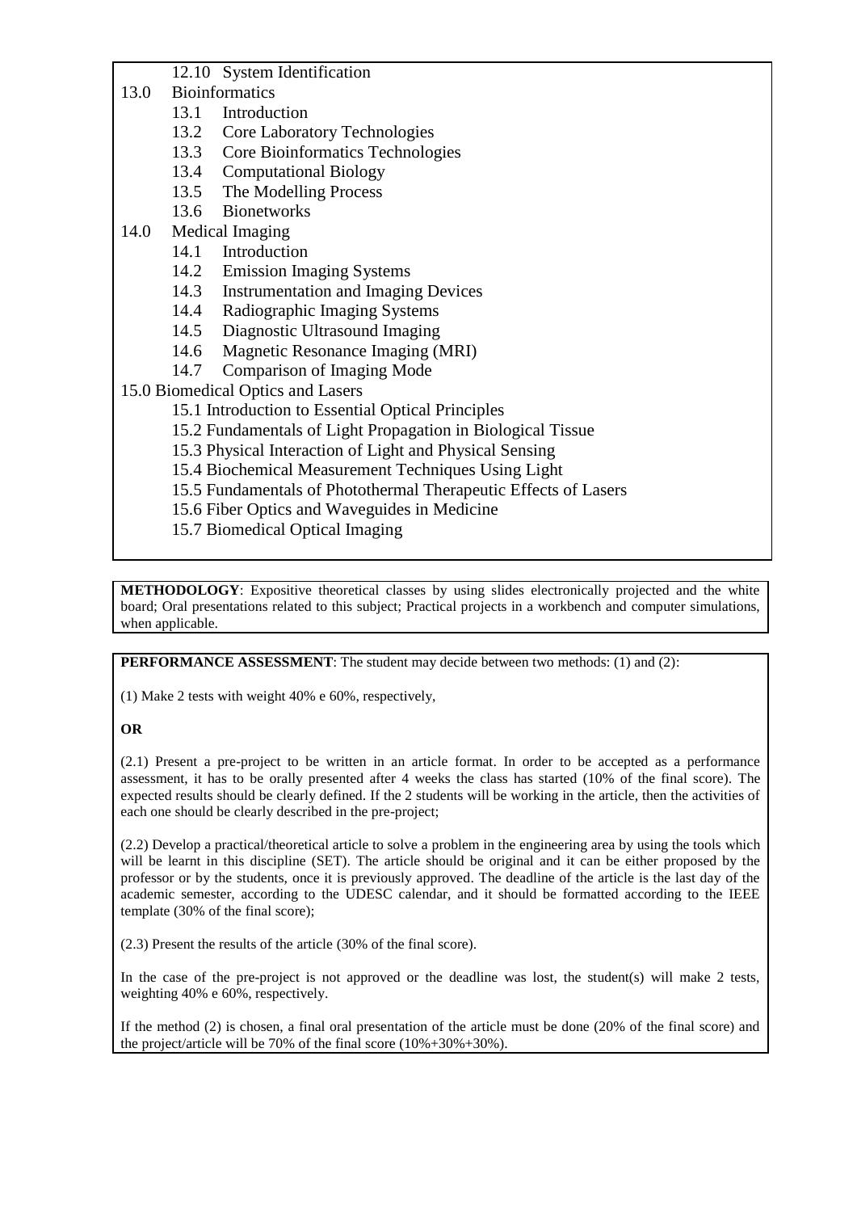- 12.10 System Identification

13.0 Bioinformatics
- 13.1 Introduction
- 13.2 Core Laboratory Technologies
- 13.3 Core Bioinformatics Technologies
- 13.4 Computational Biology
- 13.5 The Modelling Process
- 13.6 Bionetworks

14.0 Medical Imaging
- 14.1 Introduction
- 14.2 Emission Imaging Systems
- 14.3 Instrumentation and Imaging Devices
- 14.4 Radiographic Imaging Systems
- 14.5 Diagnostic Ultrasound Imaging
- 14.6 Magnetic Resonance Imaging (MRI)
- 14.7 Comparison of Imaging Mode

15.0 Biomedical Optics and Lasers
- 15.1 Introduction to Essential Optical Principles
- 15.2 Fundamentals of Light Propagation in Biological Tissue
- 15.3 Physical Interaction of Light and Physical Sensing
- 15.4 Biochemical Measurement Techniques Using Light
- 15.5 Fundamentals of Photothermal Therapeutic Effects of Lasers
- 15.6 Fiber Optics and Waveguides in Medicine
- 15.7 Biomedical Optical Imaging

**METHODOLOGY**: Expositive theoretical classes by using slides electronically projected and the white board; Oral presentations related to this subject; Practical projects in a workbench and computer simulations, when applicable.

**PERFORMANCE ASSESSMENT**: The student may decide between two methods: (1) and (2):

(1) Make 2 tests with weight 40% e 60%, respectively,

**OR**

(2.1) Present a pre-project to be written in an article format. In order to be accepted as a performance assessment, it has to be orally presented after 4 weeks the class has started (10% of the final score). The expected results should be clearly defined. If the 2 students will be working in the article, then the activities of each one should be clearly described in the pre-project;

(2.2) Develop a practical/theoretical article to solve a problem in the engineering area by using the tools which will be learnt in this discipline (SET). The article should be original and it can be either proposed by the professor or by the students, once it is previously approved. The deadline of the article is the last day of the academic semester, according to the UDESC calendar, and it should be formatted according to the IEEE template (30% of the final score);

(2.3) Present the results of the article (30% of the final score).

In the case of the pre-project is not approved or the deadline was lost, the student(s) will make 2 tests, weighting 40% e 60%, respectively.

If the method (2) is chosen, a final oral presentation of the article must be done (20% of the final score) and the project/article will be 70% of the final score (10%+30%+30%).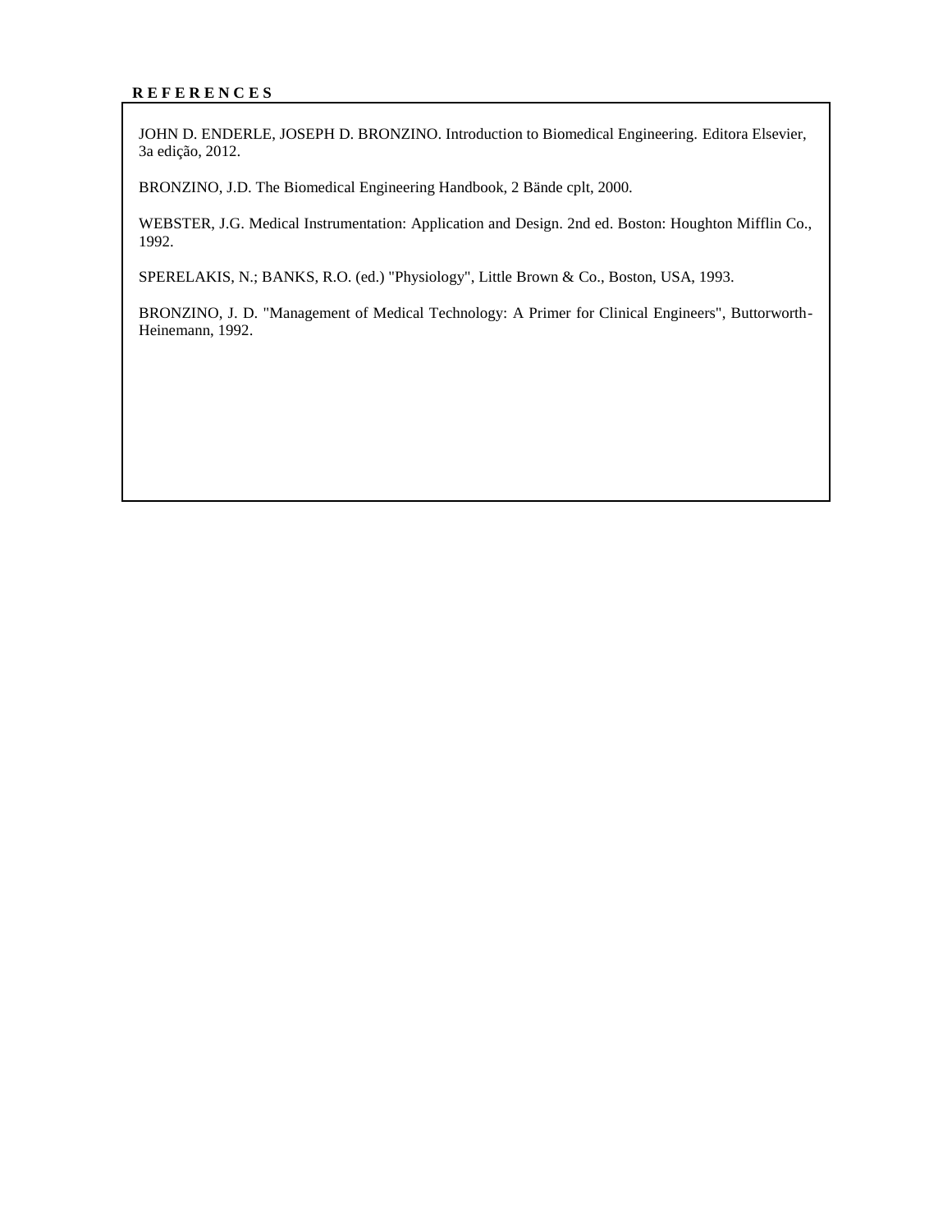**R E F E R E N C E S**

JOHN D. ENDERLE, JOSEPH D. BRONZINO. Introduction to Biomedical Engineering. Editora Elsevier, 3a edição, 2012.

BRONZINO, J.D. The Biomedical Engineering Handbook, 2 Bände cplt, 2000.

WEBSTER, J.G. Medical Instrumentation: Application and Design. 2nd ed. Boston: Houghton Mifflin Co., 1992.

SPERELAKIS, N.; BANKS, R.O. (ed.) "Physiology", Little Brown & Co., Boston, USA, 1993.

BRONZINO, J. D. "Management of Medical Technology: A Primer for Clinical Engineers", Buttorworth-Heinemann, 1992.